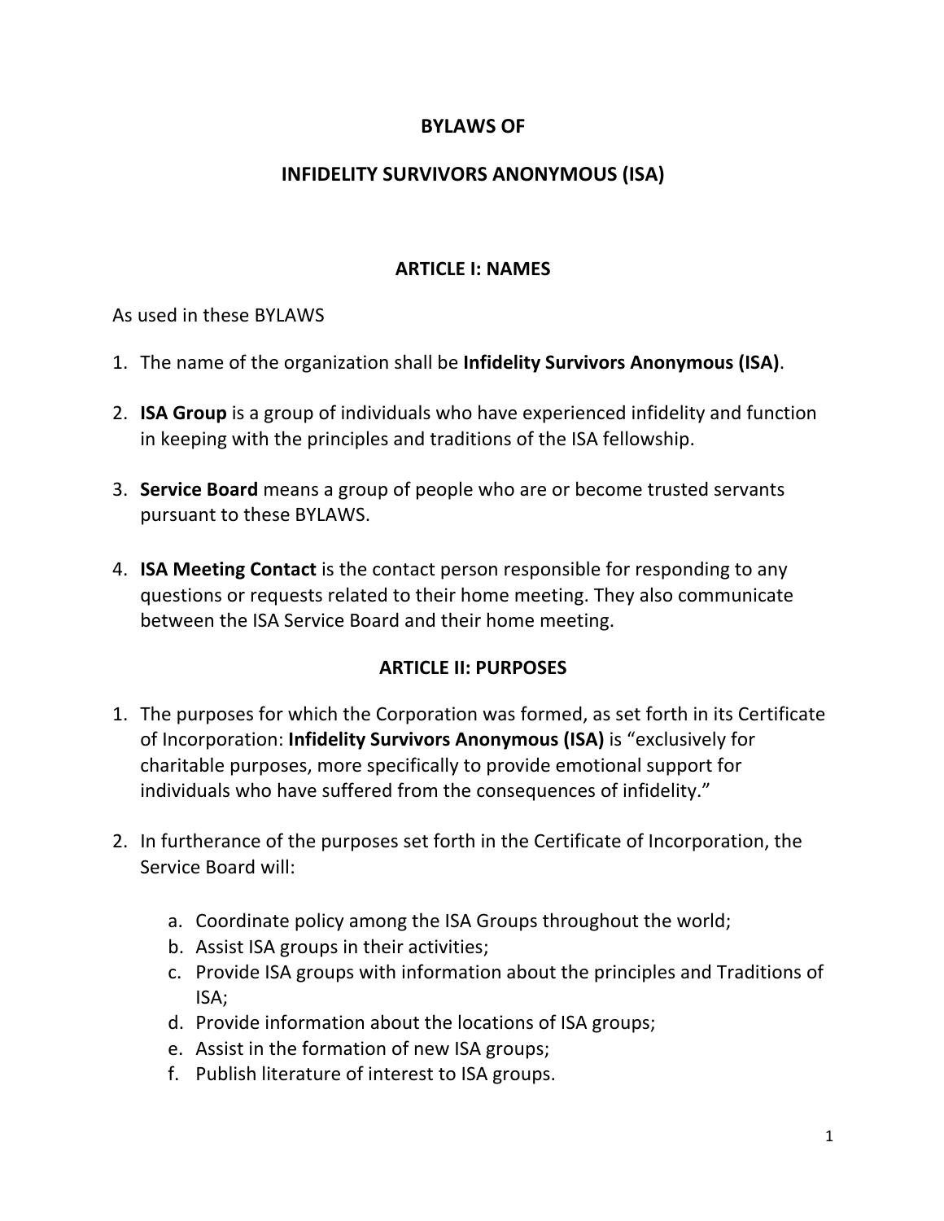# BYLAWS OF

# INFIDELITY SURVIVORS ANONYMOUS (ISA)

## ARTICLE I: NAMES

As used in these BYLAWS

1. The name of the organization shall be **Infidelity Survivors Anonymous (ISA)**.

2. **ISA Group** is a group of individuals who have experienced infidelity and function in keeping with the principles and traditions of the ISA fellowship.

3. **Service Board** means a group of people who are or become trusted servants pursuant to these BYLAWS.

4. **ISA Meeting Contact** is the contact person responsible for responding to any questions or requests related to their home meeting. They also communicate between the ISA Service Board and their home meeting.

## ARTICLE II: PURPOSES

1. The purposes for which the Corporation was formed, as set forth in its Certificate of Incorporation: **Infidelity Survivors Anonymous (ISA)** is "exclusively for charitable purposes, more specifically to provide emotional support for individuals who have suffered from the consequences of infidelity."

2. In furtherance of the purposes set forth in the Certificate of Incorporation, the Service Board will:

    a. Coordinate policy among the ISA Groups throughout the world;
    b. Assist ISA groups in their activities;
    c. Provide ISA groups with information about the principles and Traditions of ISA;
    d. Provide information about the locations of ISA groups;
    e. Assist in the formation of new ISA groups;
    f. Publish literature of interest to ISA groups.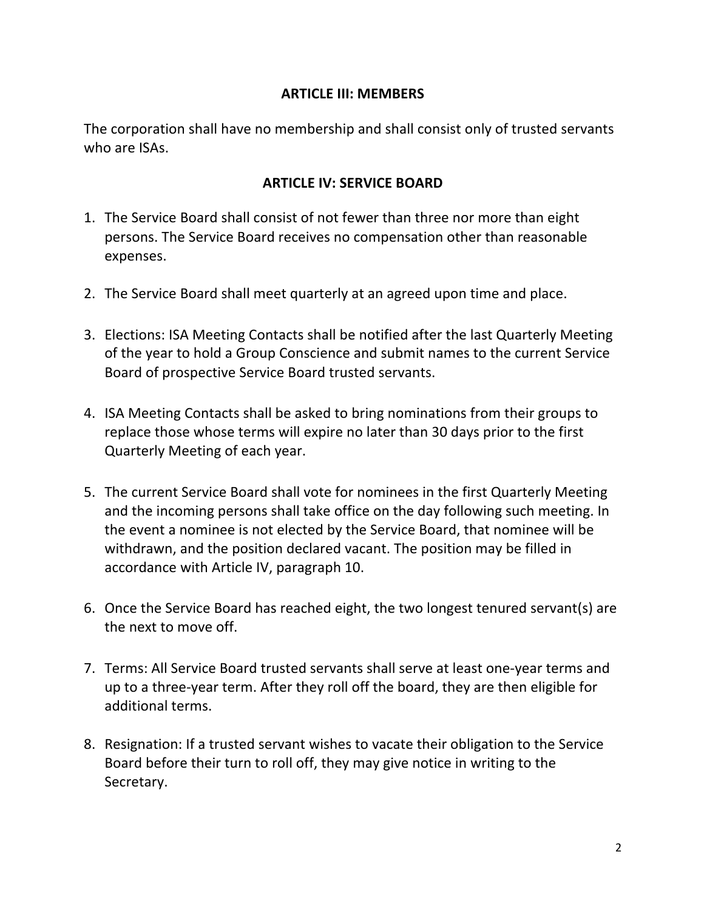## ARTICLE III: MEMBERS

The corporation shall have no membership and shall consist only of trusted servants who are ISAs.

## ARTICLE IV: SERVICE BOARD

1. The Service Board shall consist of not fewer than three nor more than eight persons. The Service Board receives no compensation other than reasonable expenses.

2. The Service Board shall meet quarterly at an agreed upon time and place.

3. Elections: ISA Meeting Contacts shall be notified after the last Quarterly Meeting of the year to hold a Group Conscience and submit names to the current Service Board of prospective Service Board trusted servants.

4. ISA Meeting Contacts shall be asked to bring nominations from their groups to replace those whose terms will expire no later than 30 days prior to the first Quarterly Meeting of each year.

5. The current Service Board shall vote for nominees in the first Quarterly Meeting and the incoming persons shall take office on the day following such meeting. In the event a nominee is not elected by the Service Board, that nominee will be withdrawn, and the position declared vacant. The position may be filled in accordance with Article IV, paragraph 10.

6. Once the Service Board has reached eight, the two longest tenured servant(s) are the next to move off.

7. Terms: All Service Board trusted servants shall serve at least one-year terms and up to a three-year term. After they roll off the board, they are then eligible for additional terms.

8. Resignation: If a trusted servant wishes to vacate their obligation to the Service Board before their turn to roll off, they may give notice in writing to the Secretary.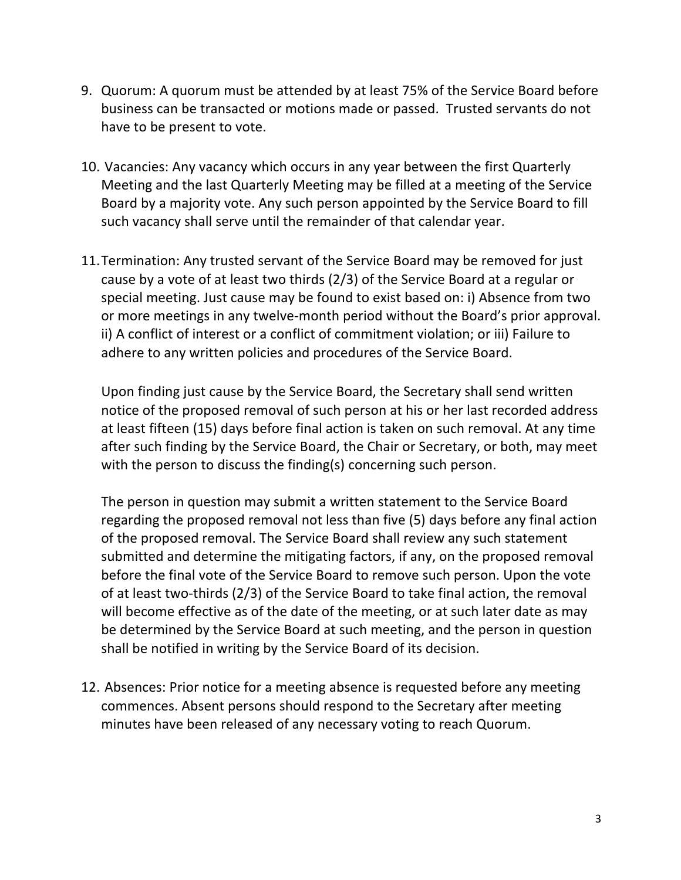9. Quorum: A quorum must be attended by at least 75% of the Service Board before business can be transacted or motions made or passed. Trusted servants do not have to be present to vote.

10. Vacancies: Any vacancy which occurs in any year between the first Quarterly Meeting and the last Quarterly Meeting may be filled at a meeting of the Service Board by a majority vote. Any such person appointed by the Service Board to fill such vacancy shall serve until the remainder of that calendar year.

11. Termination: Any trusted servant of the Service Board may be removed for just cause by a vote of at least two thirds (2/3) of the Service Board at a regular or special meeting. Just cause may be found to exist based on: i) Absence from two or more meetings in any twelve-month period without the Board's prior approval. ii) A conflict of interest or a conflict of commitment violation; or iii) Failure to adhere to any written policies and procedures of the Service Board.

    Upon finding just cause by the Service Board, the Secretary shall send written notice of the proposed removal of such person at his or her last recorded address at least fifteen (15) days before final action is taken on such removal. At any time after such finding by the Service Board, the Chair or Secretary, or both, may meet with the person to discuss the finding(s) concerning such person.

    The person in question may submit a written statement to the Service Board regarding the proposed removal not less than five (5) days before any final action of the proposed removal. The Service Board shall review any such statement submitted and determine the mitigating factors, if any, on the proposed removal before the final vote of the Service Board to remove such person. Upon the vote of at least two-thirds (2/3) of the Service Board to take final action, the removal will become effective as of the date of the meeting, or at such later date as may be determined by the Service Board at such meeting, and the person in question shall be notified in writing by the Service Board of its decision.

12. Absences: Prior notice for a meeting absence is requested before any meeting commences. Absent persons should respond to the Secretary after meeting minutes have been released of any necessary voting to reach Quorum.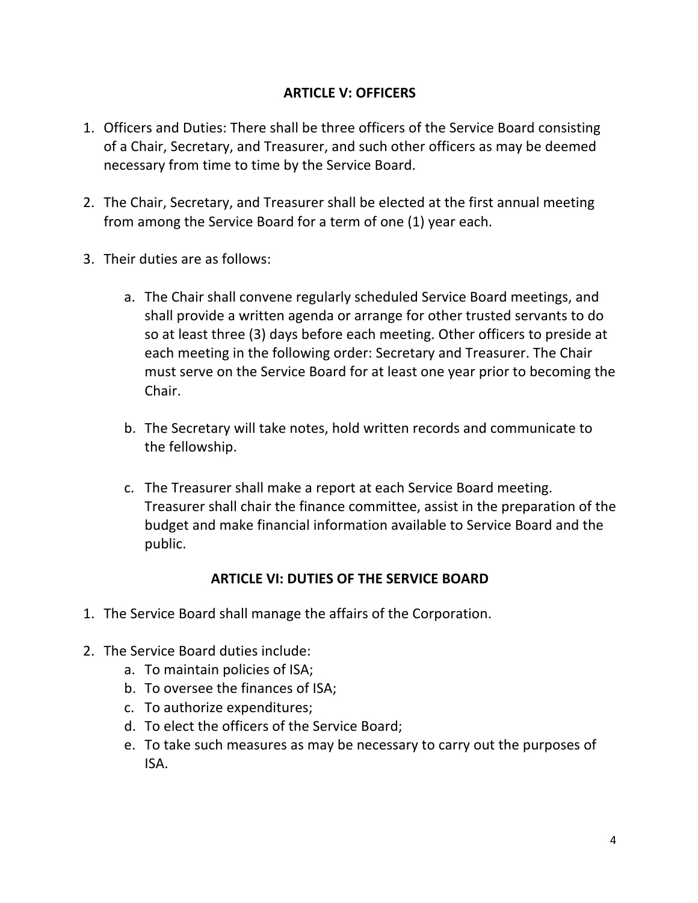## ARTICLE V: OFFICERS

1. Officers and Duties: There shall be three officers of the Service Board consisting of a Chair, Secretary, and Treasurer, and such other officers as may be deemed necessary from time to time by the Service Board.

2. The Chair, Secretary, and Treasurer shall be elected at the first annual meeting from among the Service Board for a term of one (1) year each.

3. Their duties are as follows:

    a. The Chair shall convene regularly scheduled Service Board meetings, and shall provide a written agenda or arrange for other trusted servants to do so at least three (3) days before each meeting. Other officers to preside at each meeting in the following order: Secretary and Treasurer. The Chair must serve on the Service Board for at least one year prior to becoming the Chair.

    b. The Secretary will take notes, hold written records and communicate to the fellowship.

    c. The Treasurer shall make a report at each Service Board meeting. Treasurer shall chair the finance committee, assist in the preparation of the budget and make financial information available to Service Board and the public.

## ARTICLE VI: DUTIES OF THE SERVICE BOARD

1. The Service Board shall manage the affairs of the Corporation.

2. The Service Board duties include:
    a. To maintain policies of ISA;
    b. To oversee the finances of ISA;
    c. To authorize expenditures;
    d. To elect the officers of the Service Board;
    e. To take such measures as may be necessary to carry out the purposes of ISA.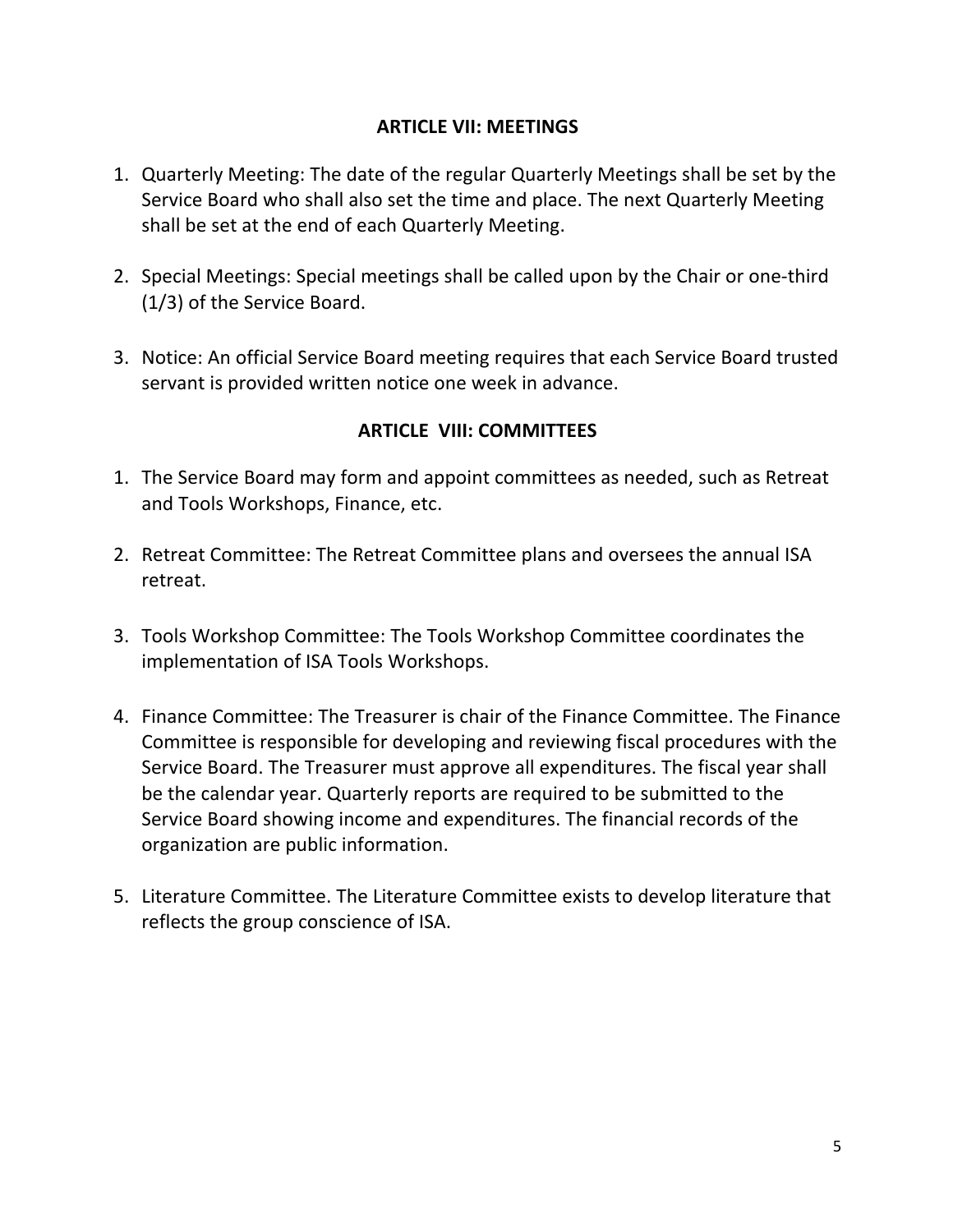## ARTICLE VII: MEETINGS

1. Quarterly Meeting: The date of the regular Quarterly Meetings shall be set by the Service Board who shall also set the time and place. The next Quarterly Meeting shall be set at the end of each Quarterly Meeting.

2. Special Meetings: Special meetings shall be called upon by the Chair or one-third (1/3) of the Service Board.

3. Notice: An official Service Board meeting requires that each Service Board trusted servant is provided written notice one week in advance.

## ARTICLE VIII: COMMITTEES

1. The Service Board may form and appoint committees as needed, such as Retreat and Tools Workshops, Finance, etc.

2. Retreat Committee: The Retreat Committee plans and oversees the annual ISA retreat.

3. Tools Workshop Committee: The Tools Workshop Committee coordinates the implementation of ISA Tools Workshops.

4. Finance Committee: The Treasurer is chair of the Finance Committee. The Finance Committee is responsible for developing and reviewing fiscal procedures with the Service Board. The Treasurer must approve all expenditures. The fiscal year shall be the calendar year. Quarterly reports are required to be submitted to the Service Board showing income and expenditures. The financial records of the organization are public information.

5. Literature Committee. The Literature Committee exists to develop literature that reflects the group conscience of ISA.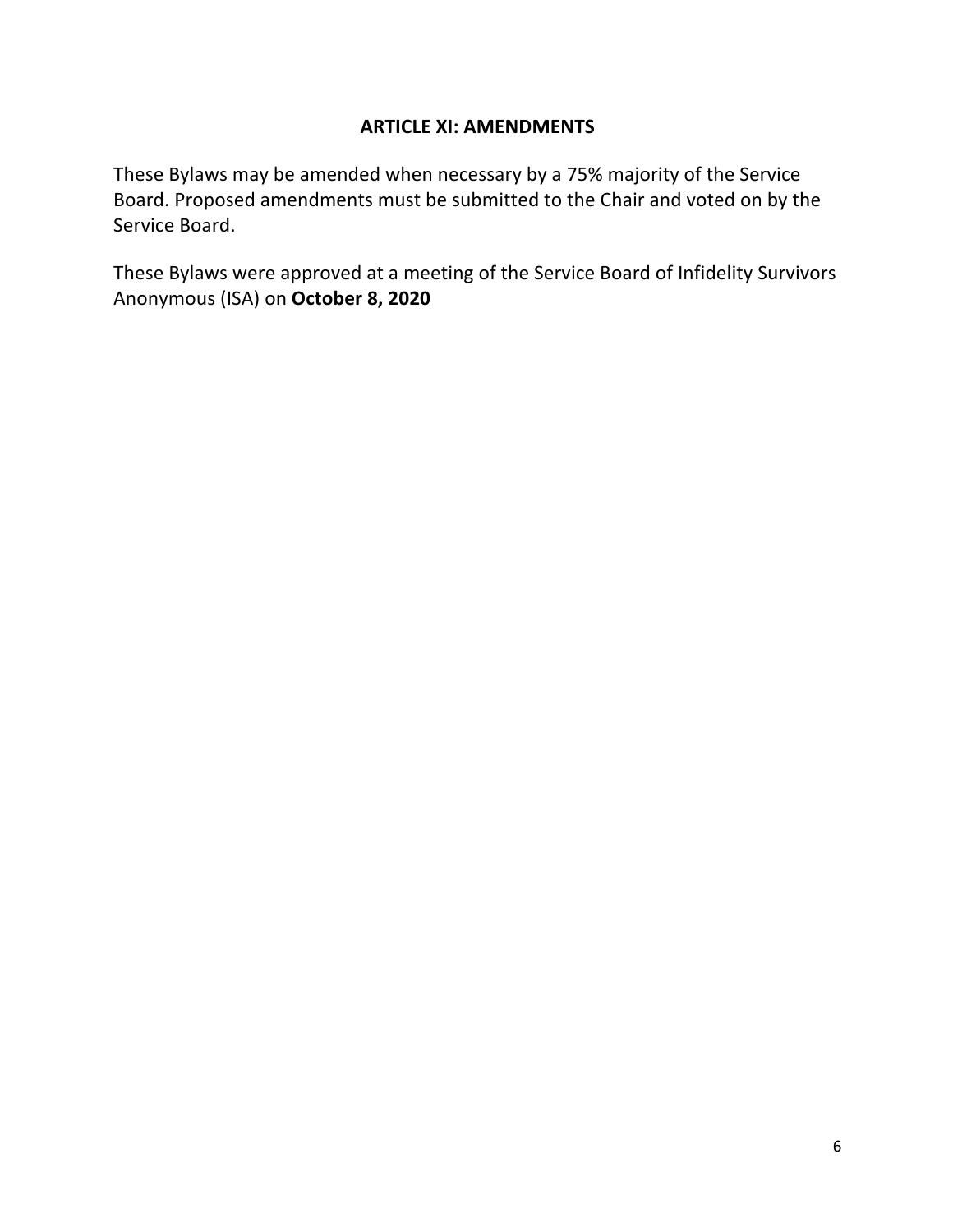## ARTICLE XI: AMENDMENTS

These Bylaws may be amended when necessary by a 75% majority of the Service Board. Proposed amendments must be submitted to the Chair and voted on by the Service Board.

These Bylaws were approved at a meeting of the Service Board of Infidelity Survivors Anonymous (ISA) on **October 8, 2020**